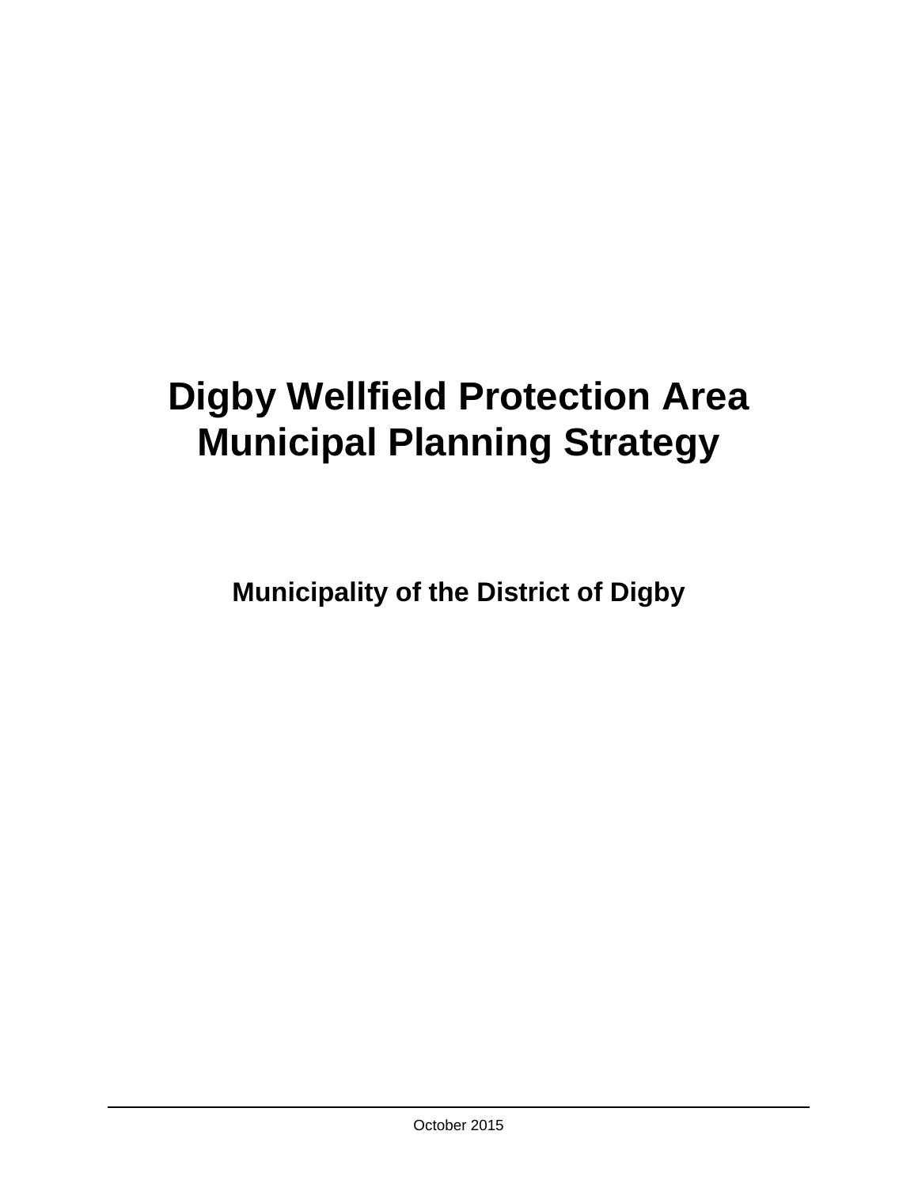# Digby Wellfield Protection Area Municipal Planning Strategy

**Municipality of the District of Digby**

October 2015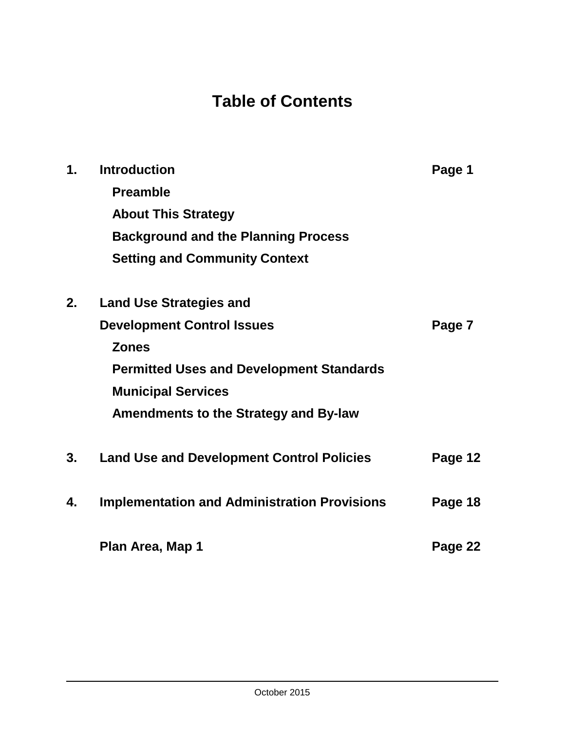# Table of Contents

| | | |
|---|---|---|
| **1.** | **Introduction** | **Page 1** |
| | **Preamble** | |
| | **About This Strategy** | |
| | **Background and the Planning Process** | |
| | **Setting and Community Context** | |
| **2.** | **Land Use Strategies and Development Control Issues** | **Page 7** |
| | **Zones** | |
| | **Permitted Uses and Development Standards** | |
| | **Municipal Services** | |
| | **Amendments to the Strategy and By-law** | |
| **3.** | **Land Use and Development Control Policies** | **Page 12** |
| **4.** | **Implementation and Administration Provisions** | **Page 18** |
| | **Plan Area, Map 1** | **Page 22** |

October 2015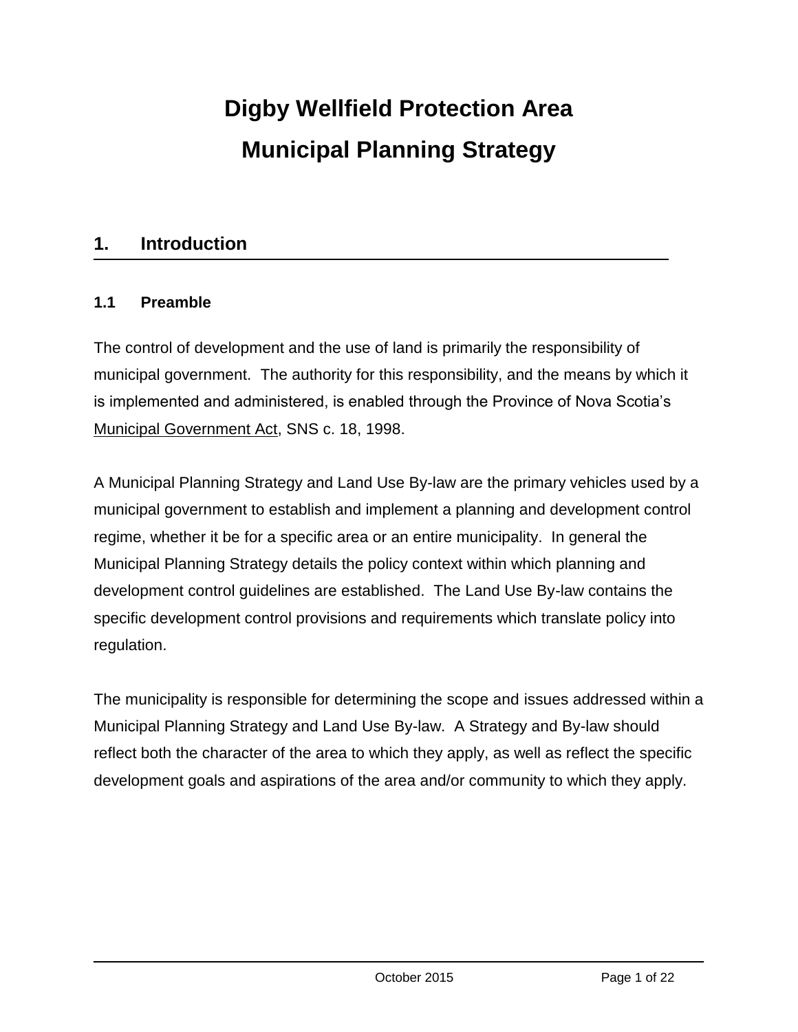# Digby Wellfield Protection Area
# Municipal Planning Strategy

## 1. Introduction

### 1.1 Preamble

The control of development and the use of land is primarily the responsibility of municipal government. The authority for this responsibility, and the means by which it is implemented and administered, is enabled through the Province of Nova Scotia's Municipal Government Act, SNS c. 18, 1998.

A Municipal Planning Strategy and Land Use By-law are the primary vehicles used by a municipal government to establish and implement a planning and development control regime, whether it be for a specific area or an entire municipality. In general the Municipal Planning Strategy details the policy context within which planning and development control guidelines are established. The Land Use By-law contains the specific development control provisions and requirements which translate policy into regulation.

The municipality is responsible for determining the scope and issues addressed within a Municipal Planning Strategy and Land Use By-law. A Strategy and By-law should reflect both the character of the area to which they apply, as well as reflect the specific development goals and aspirations of the area and/or community to which they apply.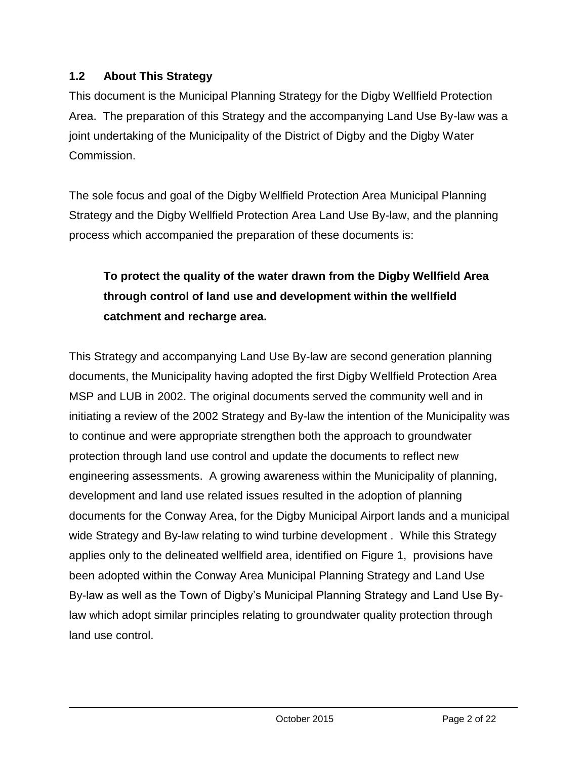## 1.2 About This Strategy

This document is the Municipal Planning Strategy for the Digby Wellfield Protection Area. The preparation of this Strategy and the accompanying Land Use By-law was a joint undertaking of the Municipality of the District of Digby and the Digby Water Commission.

The sole focus and goal of the Digby Wellfield Protection Area Municipal Planning Strategy and the Digby Wellfield Protection Area Land Use By-law, and the planning process which accompanied the preparation of these documents is:

> **To protect the quality of the water drawn from the Digby Wellfield Area through control of land use and development within the wellfield catchment and recharge area.**

This Strategy and accompanying Land Use By-law are second generation planning documents, the Municipality having adopted the first Digby Wellfield Protection Area MSP and LUB in 2002. The original documents served the community well and in initiating a review of the 2002 Strategy and By-law the intention of the Municipality was to continue and were appropriate strengthen both the approach to groundwater protection through land use control and update the documents to reflect new engineering assessments. A growing awareness within the Municipality of planning, development and land use related issues resulted in the adoption of planning documents for the Conway Area, for the Digby Municipal Airport lands and a municipal wide Strategy and By-law relating to wind turbine development . While this Strategy applies only to the delineated wellfield area, identified on Figure 1, provisions have been adopted within the Conway Area Municipal Planning Strategy and Land Use By-law as well as the Town of Digby's Municipal Planning Strategy and Land Use By-law which adopt similar principles relating to groundwater quality protection through land use control.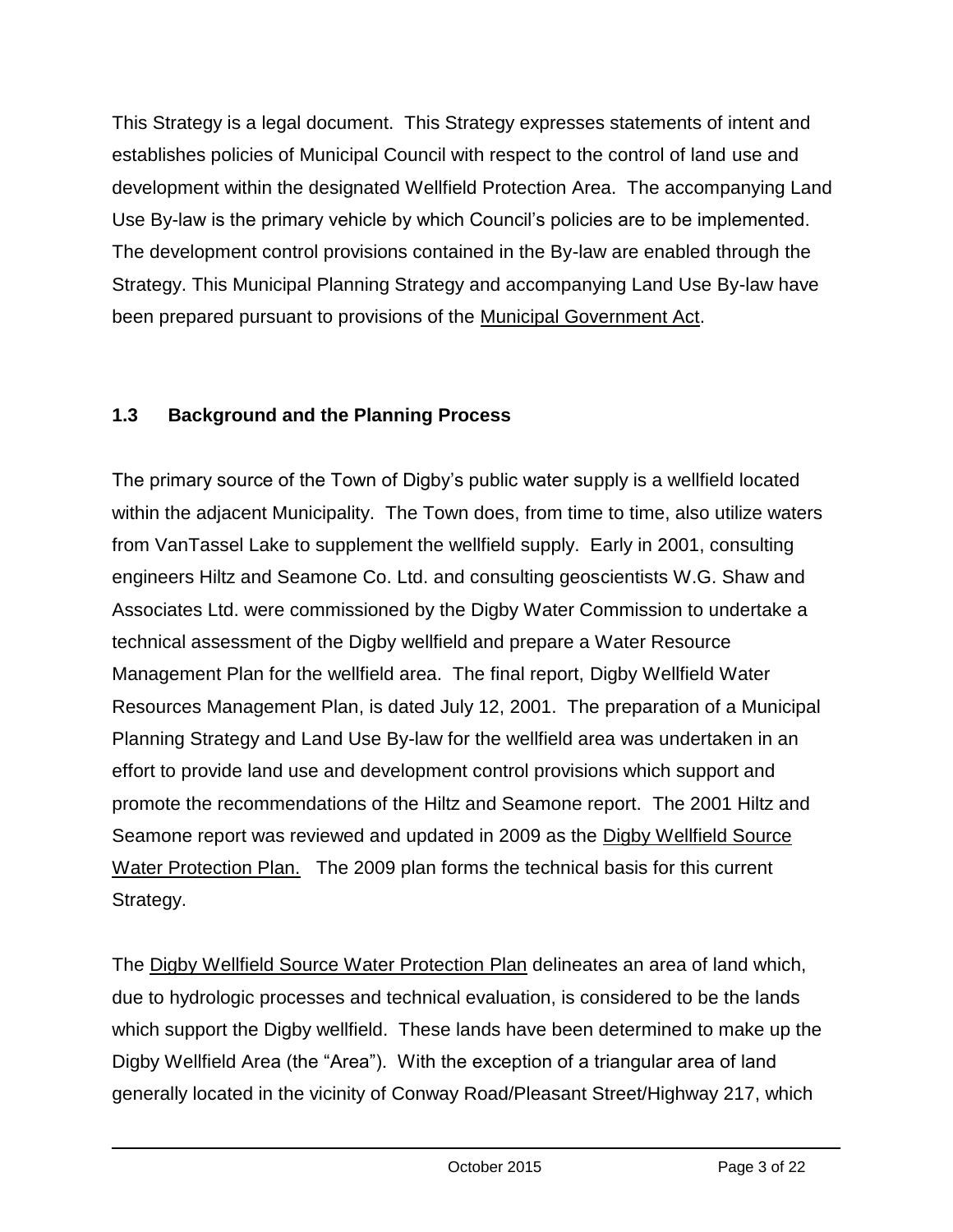This Strategy is a legal document. This Strategy expresses statements of intent and establishes policies of Municipal Council with respect to the control of land use and development within the designated Wellfield Protection Area. The accompanying Land Use By-law is the primary vehicle by which Council's policies are to be implemented. The development control provisions contained in the By-law are enabled through the Strategy. This Municipal Planning Strategy and accompanying Land Use By-law have been prepared pursuant to provisions of the Municipal Government Act.

### 1.3 Background and the Planning Process

The primary source of the Town of Digby's public water supply is a wellfield located within the adjacent Municipality. The Town does, from time to time, also utilize waters from VanTassel Lake to supplement the wellfield supply. Early in 2001, consulting engineers Hiltz and Seamone Co. Ltd. and consulting geoscientists W.G. Shaw and Associates Ltd. were commissioned by the Digby Water Commission to undertake a technical assessment of the Digby wellfield and prepare a Water Resource Management Plan for the wellfield area. The final report, Digby Wellfield Water Resources Management Plan, is dated July 12, 2001. The preparation of a Municipal Planning Strategy and Land Use By-law for the wellfield area was undertaken in an effort to provide land use and development control provisions which support and promote the recommendations of the Hiltz and Seamone report. The 2001 Hiltz and Seamone report was reviewed and updated in 2009 as the Digby Wellfield Source Water Protection Plan. The 2009 plan forms the technical basis for this current Strategy.

The Digby Wellfield Source Water Protection Plan delineates an area of land which, due to hydrologic processes and technical evaluation, is considered to be the lands which support the Digby wellfield. These lands have been determined to make up the Digby Wellfield Area (the "Area"). With the exception of a triangular area of land generally located in the vicinity of Conway Road/Pleasant Street/Highway 217, which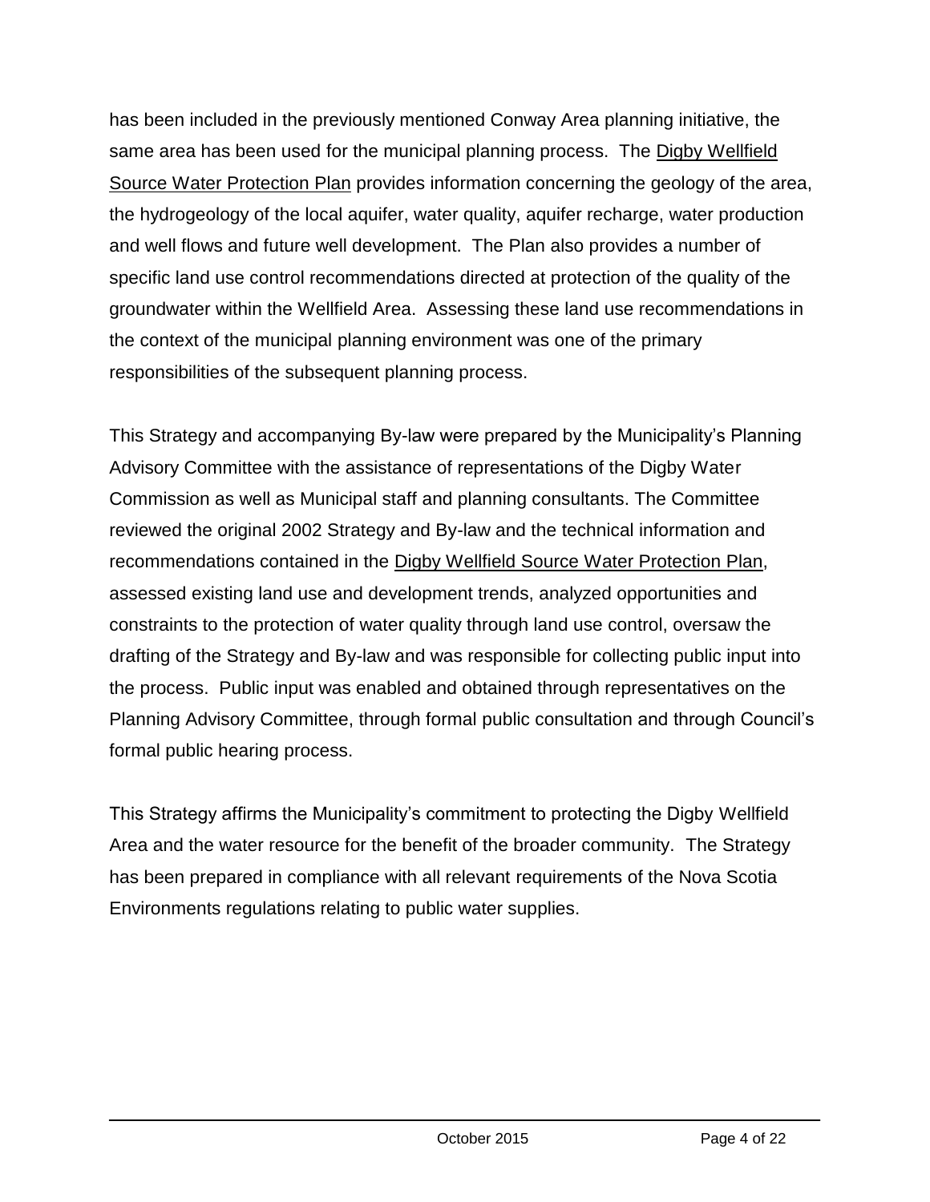has been included in the previously mentioned Conway Area planning initiative, the same area has been used for the municipal planning process. The Digby Wellfield Source Water Protection Plan provides information concerning the geology of the area, the hydrogeology of the local aquifer, water quality, aquifer recharge, water production and well flows and future well development. The Plan also provides a number of specific land use control recommendations directed at protection of the quality of the groundwater within the Wellfield Area. Assessing these land use recommendations in the context of the municipal planning environment was one of the primary responsibilities of the subsequent planning process.

This Strategy and accompanying By-law were prepared by the Municipality's Planning Advisory Committee with the assistance of representations of the Digby Water Commission as well as Municipal staff and planning consultants. The Committee reviewed the original 2002 Strategy and By-law and the technical information and recommendations contained in the Digby Wellfield Source Water Protection Plan, assessed existing land use and development trends, analyzed opportunities and constraints to the protection of water quality through land use control, oversaw the drafting of the Strategy and By-law and was responsible for collecting public input into the process. Public input was enabled and obtained through representatives on the Planning Advisory Committee, through formal public consultation and through Council's formal public hearing process.

This Strategy affirms the Municipality's commitment to protecting the Digby Wellfield Area and the water resource for the benefit of the broader community. The Strategy has been prepared in compliance with all relevant requirements of the Nova Scotia Environments regulations relating to public water supplies.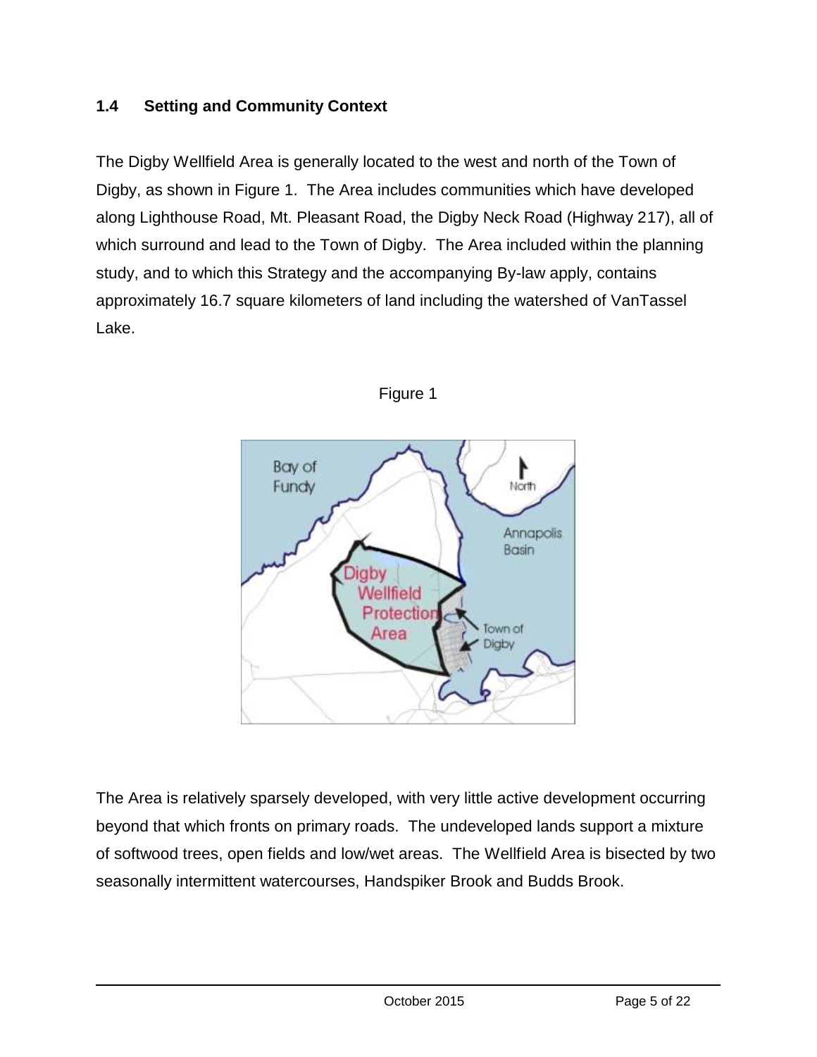## 1.4 Setting and Community Context

The Digby Wellfield Area is generally located to the west and north of the Town of Digby, as shown in Figure 1. The Area includes communities which have developed along Lighthouse Road, Mt. Pleasant Road, the Digby Neck Road (Highway 217), all of which surround and lead to the Town of Digby. The Area included within the planning study, and to which this Strategy and the accompanying By-law apply, contains approximately 16.7 square kilometers of land including the watershed of VanTassel Lake.

Figure 1

The Area is relatively sparsely developed, with very little active development occurring beyond that which fronts on primary roads. The undeveloped lands support a mixture of softwood trees, open fields and low/wet areas. The Wellfield Area is bisected by two seasonally intermittent watercourses, Handspiker Brook and Budds Brook.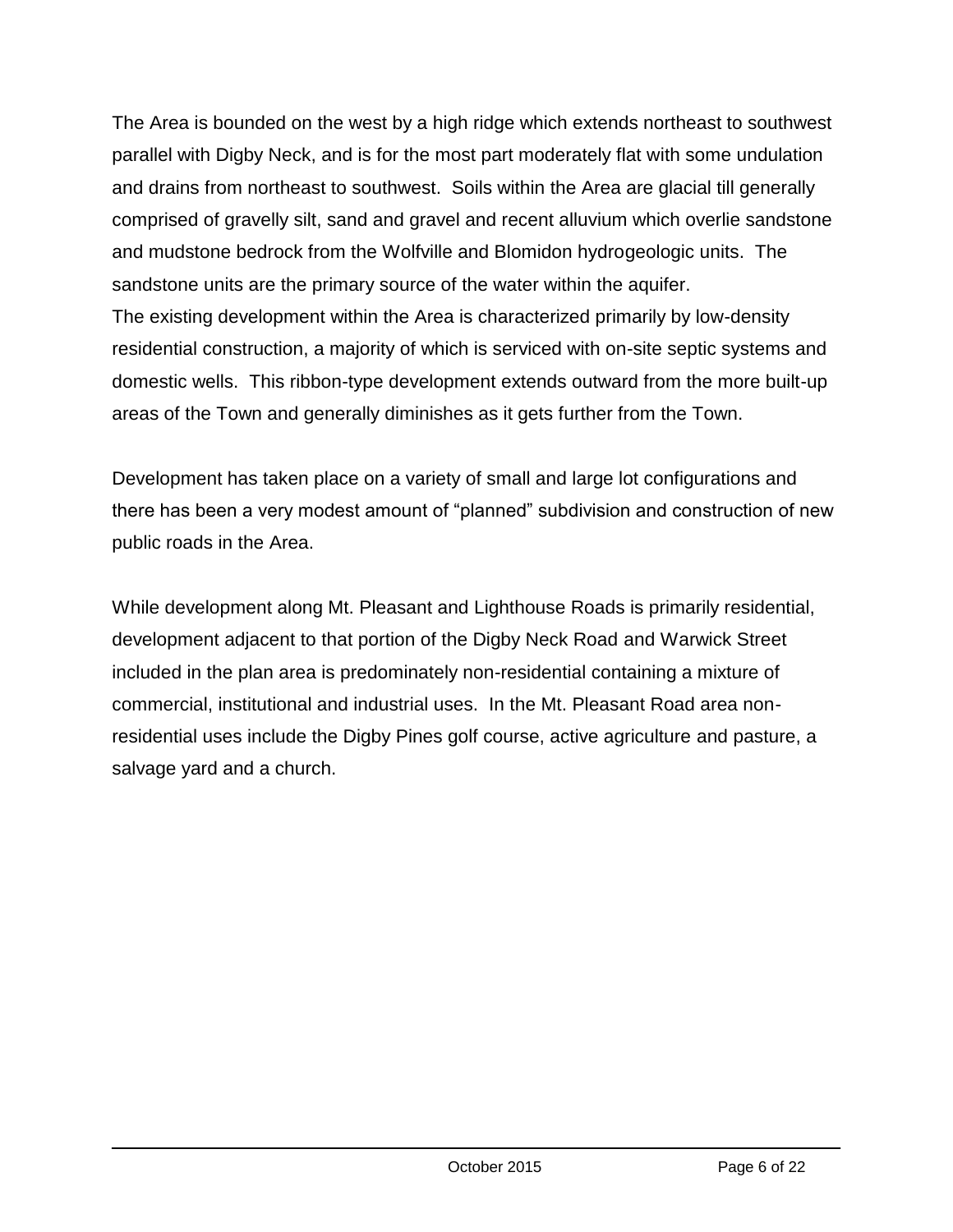The Area is bounded on the west by a high ridge which extends northeast to southwest parallel with Digby Neck, and is for the most part moderately flat with some undulation and drains from northeast to southwest. Soils within the Area are glacial till generally comprised of gravelly silt, sand and gravel and recent alluvium which overlie sandstone and mudstone bedrock from the Wolfville and Blomidon hydrogeologic units. The sandstone units are the primary source of the water within the aquifer.
The existing development within the Area is characterized primarily by low-density residential construction, a majority of which is serviced with on-site septic systems and domestic wells. This ribbon-type development extends outward from the more built-up areas of the Town and generally diminishes as it gets further from the Town.

Development has taken place on a variety of small and large lot configurations and there has been a very modest amount of "planned" subdivision and construction of new public roads in the Area.

While development along Mt. Pleasant and Lighthouse Roads is primarily residential, development adjacent to that portion of the Digby Neck Road and Warwick Street included in the plan area is predominately non-residential containing a mixture of commercial, institutional and industrial uses. In the Mt. Pleasant Road area non-residential uses include the Digby Pines golf course, active agriculture and pasture, a salvage yard and a church.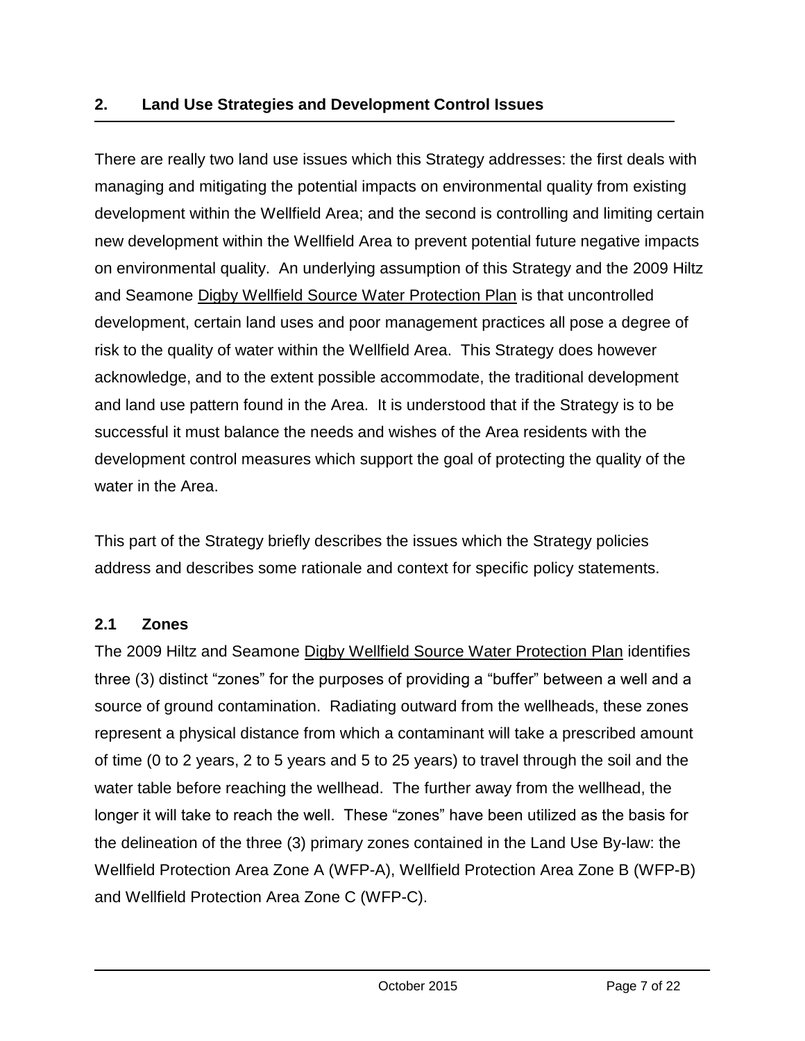## 2. Land Use Strategies and Development Control Issues

There are really two land use issues which this Strategy addresses: the first deals with managing and mitigating the potential impacts on environmental quality from existing development within the Wellfield Area; and the second is controlling and limiting certain new development within the Wellfield Area to prevent potential future negative impacts on environmental quality. An underlying assumption of this Strategy and the 2009 Hiltz and Seamone Digby Wellfield Source Water Protection Plan is that uncontrolled development, certain land uses and poor management practices all pose a degree of risk to the quality of water within the Wellfield Area. This Strategy does however acknowledge, and to the extent possible accommodate, the traditional development and land use pattern found in the Area. It is understood that if the Strategy is to be successful it must balance the needs and wishes of the Area residents with the development control measures which support the goal of protecting the quality of the water in the Area.

This part of the Strategy briefly describes the issues which the Strategy policies address and describes some rationale and context for specific policy statements.

### 2.1 Zones

The 2009 Hiltz and Seamone Digby Wellfield Source Water Protection Plan identifies three (3) distinct "zones" for the purposes of providing a "buffer" between a well and a source of ground contamination. Radiating outward from the wellheads, these zones represent a physical distance from which a contaminant will take a prescribed amount of time (0 to 2 years, 2 to 5 years and 5 to 25 years) to travel through the soil and the water table before reaching the wellhead. The further away from the wellhead, the longer it will take to reach the well. These "zones" have been utilized as the basis for the delineation of the three (3) primary zones contained in the Land Use By-law: the Wellfield Protection Area Zone A (WFP-A), Wellfield Protection Area Zone B (WFP-B) and Wellfield Protection Area Zone C (WFP-C).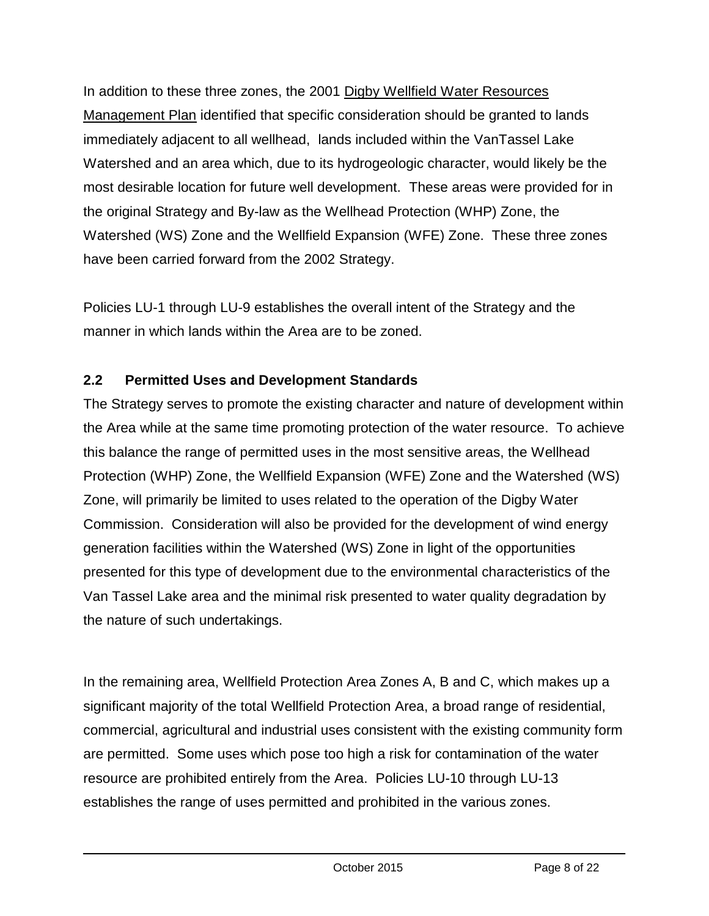In addition to these three zones, the 2001 Digby Wellfield Water Resources Management Plan identified that specific consideration should be granted to lands immediately adjacent to all wellhead, lands included within the VanTassel Lake Watershed and an area which, due to its hydrogeologic character, would likely be the most desirable location for future well development. These areas were provided for in the original Strategy and By-law as the Wellhead Protection (WHP) Zone, the Watershed (WS) Zone and the Wellfield Expansion (WFE) Zone. These three zones have been carried forward from the 2002 Strategy.

Policies LU-1 through LU-9 establishes the overall intent of the Strategy and the manner in which lands within the Area are to be zoned.

## 2.2 Permitted Uses and Development Standards

The Strategy serves to promote the existing character and nature of development within the Area while at the same time promoting protection of the water resource. To achieve this balance the range of permitted uses in the most sensitive areas, the Wellhead Protection (WHP) Zone, the Wellfield Expansion (WFE) Zone and the Watershed (WS) Zone, will primarily be limited to uses related to the operation of the Digby Water Commission. Consideration will also be provided for the development of wind energy generation facilities within the Watershed (WS) Zone in light of the opportunities presented for this type of development due to the environmental characteristics of the Van Tassel Lake area and the minimal risk presented to water quality degradation by the nature of such undertakings.

In the remaining area, Wellfield Protection Area Zones A, B and C, which makes up a significant majority of the total Wellfield Protection Area, a broad range of residential, commercial, agricultural and industrial uses consistent with the existing community form are permitted. Some uses which pose too high a risk for contamination of the water resource are prohibited entirely from the Area. Policies LU-10 through LU-13 establishes the range of uses permitted and prohibited in the various zones.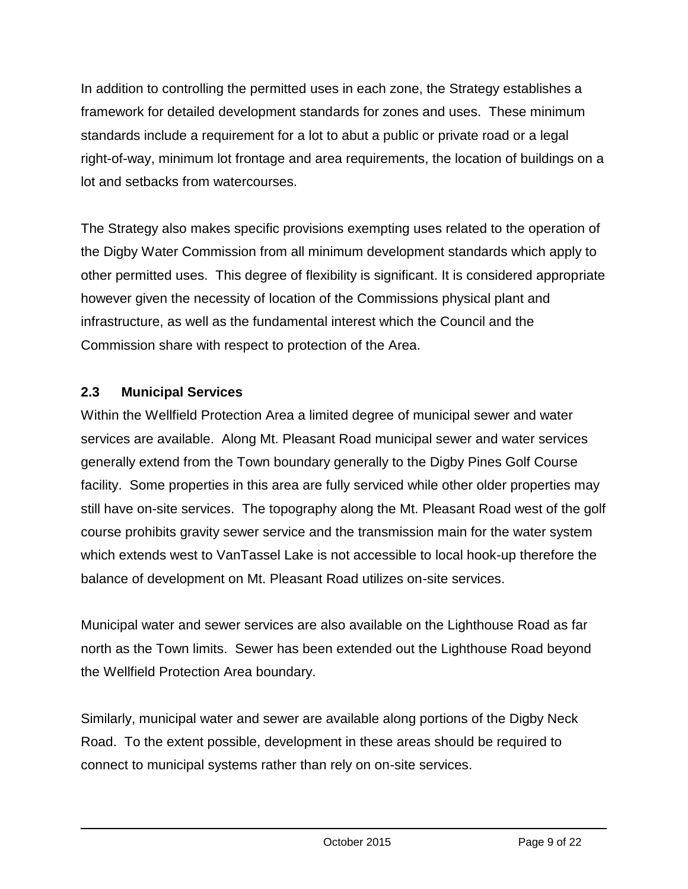In addition to controlling the permitted uses in each zone, the Strategy establishes a framework for detailed development standards for zones and uses. These minimum standards include a requirement for a lot to abut a public or private road or a legal right-of-way, minimum lot frontage and area requirements, the location of buildings on a lot and setbacks from watercourses.

The Strategy also makes specific provisions exempting uses related to the operation of the Digby Water Commission from all minimum development standards which apply to other permitted uses. This degree of flexibility is significant. It is considered appropriate however given the necessity of location of the Commissions physical plant and infrastructure, as well as the fundamental interest which the Council and the Commission share with respect to protection of the Area.

### 2.3 Municipal Services

Within the Wellfield Protection Area a limited degree of municipal sewer and water services are available. Along Mt. Pleasant Road municipal sewer and water services generally extend from the Town boundary generally to the Digby Pines Golf Course facility. Some properties in this area are fully serviced while other older properties may still have on-site services. The topography along the Mt. Pleasant Road west of the golf course prohibits gravity sewer service and the transmission main for the water system which extends west to VanTassel Lake is not accessible to local hook-up therefore the balance of development on Mt. Pleasant Road utilizes on-site services.

Municipal water and sewer services are also available on the Lighthouse Road as far north as the Town limits. Sewer has been extended out the Lighthouse Road beyond the Wellfield Protection Area boundary.

Similarly, municipal water and sewer are available along portions of the Digby Neck Road. To the extent possible, development in these areas should be required to connect to municipal systems rather than rely on on-site services.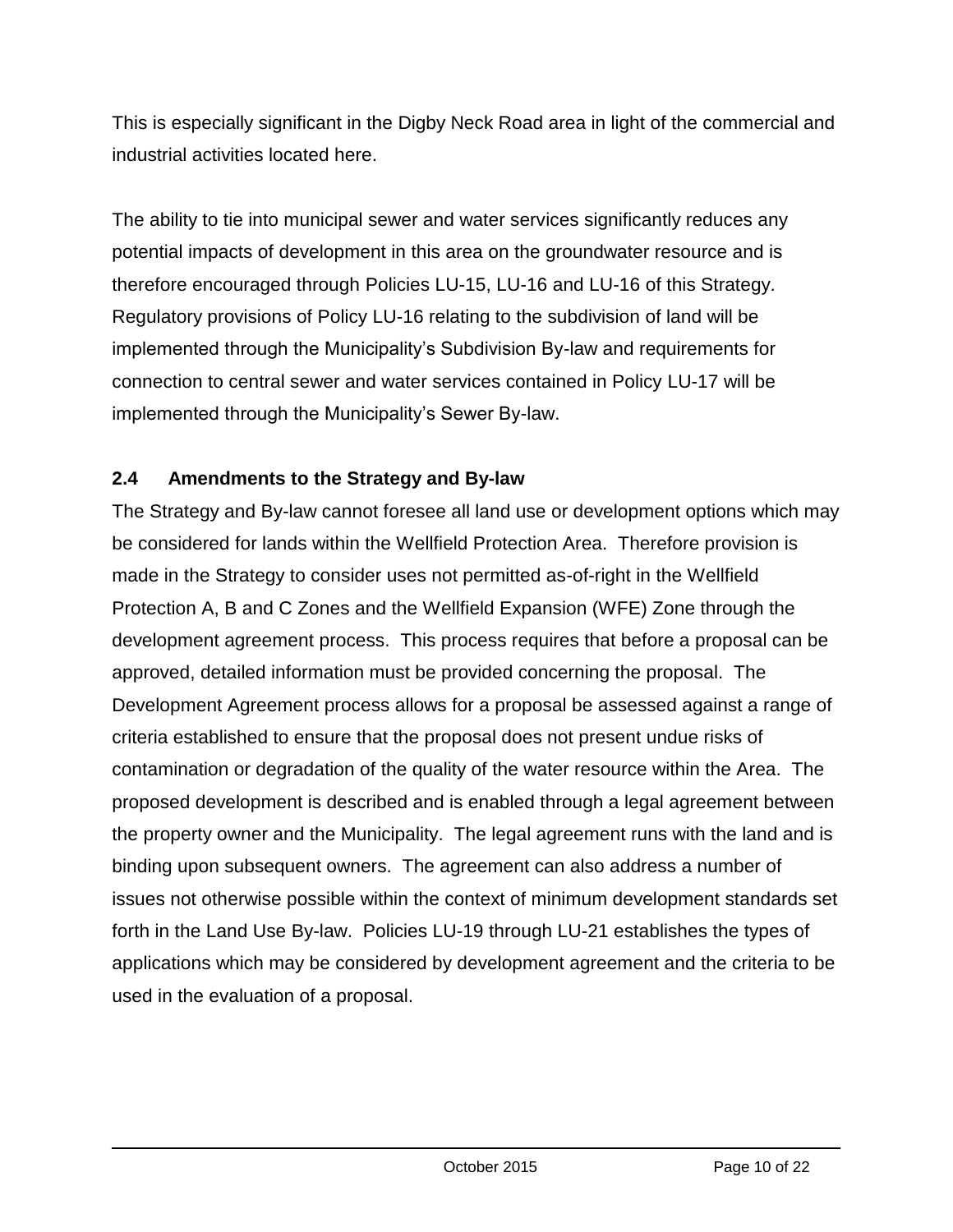This is especially significant in the Digby Neck Road area in light of the commercial and industrial activities located here.

The ability to tie into municipal sewer and water services significantly reduces any potential impacts of development in this area on the groundwater resource and is therefore encouraged through Policies LU-15, LU-16 and LU-16 of this Strategy. Regulatory provisions of Policy LU-16 relating to the subdivision of land will be implemented through the Municipality's Subdivision By-law and requirements for connection to central sewer and water services contained in Policy LU-17 will be implemented through the Municipality's Sewer By-law.

## 2.4 Amendments to the Strategy and By-law

The Strategy and By-law cannot foresee all land use or development options which may be considered for lands within the Wellfield Protection Area. Therefore provision is made in the Strategy to consider uses not permitted as-of-right in the Wellfield Protection A, B and C Zones and the Wellfield Expansion (WFE) Zone through the development agreement process. This process requires that before a proposal can be approved, detailed information must be provided concerning the proposal. The Development Agreement process allows for a proposal be assessed against a range of criteria established to ensure that the proposal does not present undue risks of contamination or degradation of the quality of the water resource within the Area. The proposed development is described and is enabled through a legal agreement between the property owner and the Municipality. The legal agreement runs with the land and is binding upon subsequent owners. The agreement can also address a number of issues not otherwise possible within the context of minimum development standards set forth in the Land Use By-law. Policies LU-19 through LU-21 establishes the types of applications which may be considered by development agreement and the criteria to be used in the evaluation of a proposal.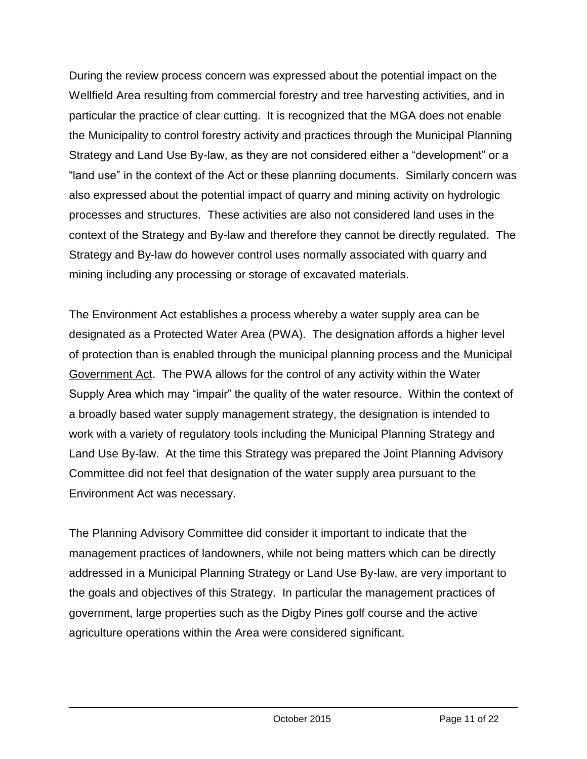During the review process concern was expressed about the potential impact on the Wellfield Area resulting from commercial forestry and tree harvesting activities, and in particular the practice of clear cutting. It is recognized that the MGA does not enable the Municipality to control forestry activity and practices through the Municipal Planning Strategy and Land Use By-law, as they are not considered either a "development" or a "land use" in the context of the Act or these planning documents. Similarly concern was also expressed about the potential impact of quarry and mining activity on hydrologic processes and structures. These activities are also not considered land uses in the context of the Strategy and By-law and therefore they cannot be directly regulated. The Strategy and By-law do however control uses normally associated with quarry and mining including any processing or storage of excavated materials.

The Environment Act establishes a process whereby a water supply area can be designated as a Protected Water Area (PWA). The designation affords a higher level of protection than is enabled through the municipal planning process and the Municipal Government Act. The PWA allows for the control of any activity within the Water Supply Area which may "impair" the quality of the water resource. Within the context of a broadly based water supply management strategy, the designation is intended to work with a variety of regulatory tools including the Municipal Planning Strategy and Land Use By-law. At the time this Strategy was prepared the Joint Planning Advisory Committee did not feel that designation of the water supply area pursuant to the Environment Act was necessary.

The Planning Advisory Committee did consider it important to indicate that the management practices of landowners, while not being matters which can be directly addressed in a Municipal Planning Strategy or Land Use By-law, are very important to the goals and objectives of this Strategy. In particular the management practices of government, large properties such as the Digby Pines golf course and the active agriculture operations within the Area were considered significant.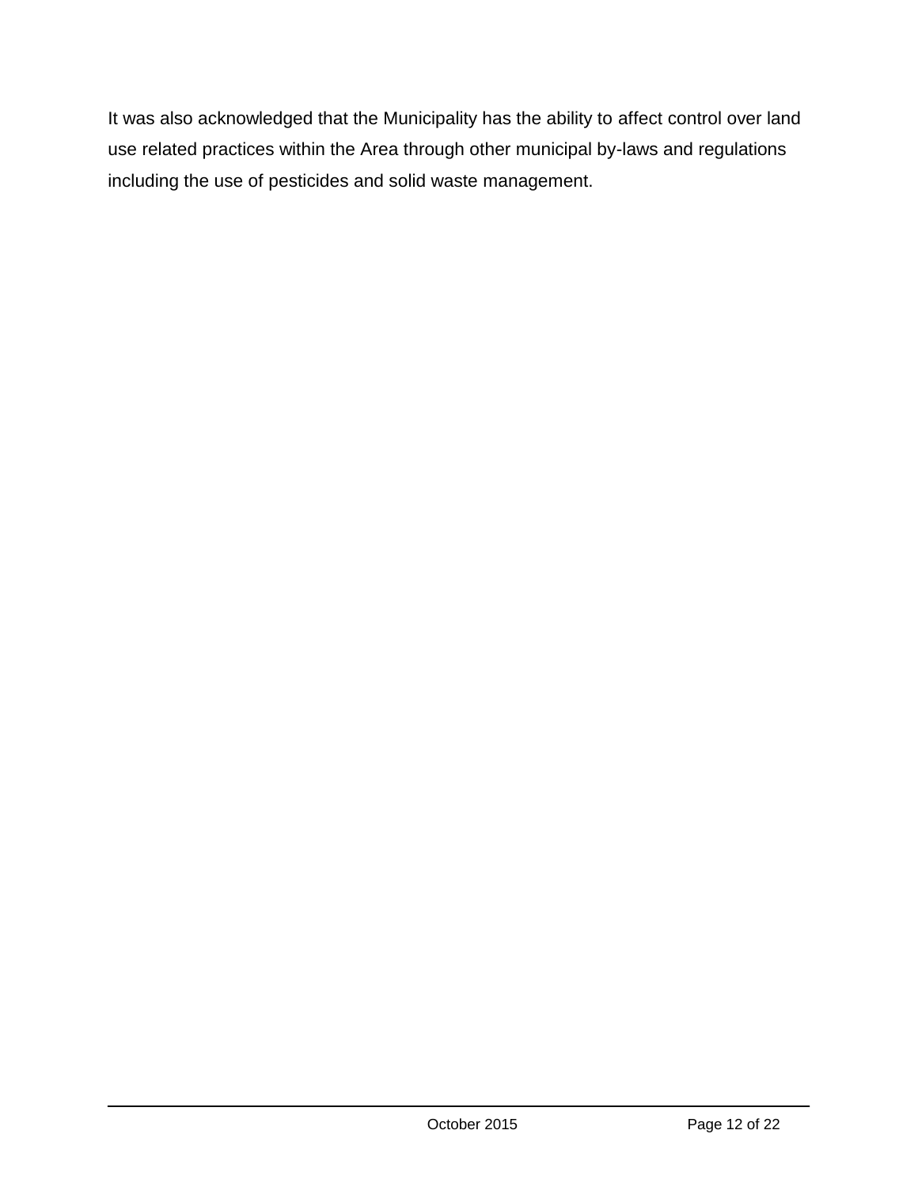It was also acknowledged that the Municipality has the ability to affect control over land use related practices within the Area through other municipal by-laws and regulations including the use of pesticides and solid waste management.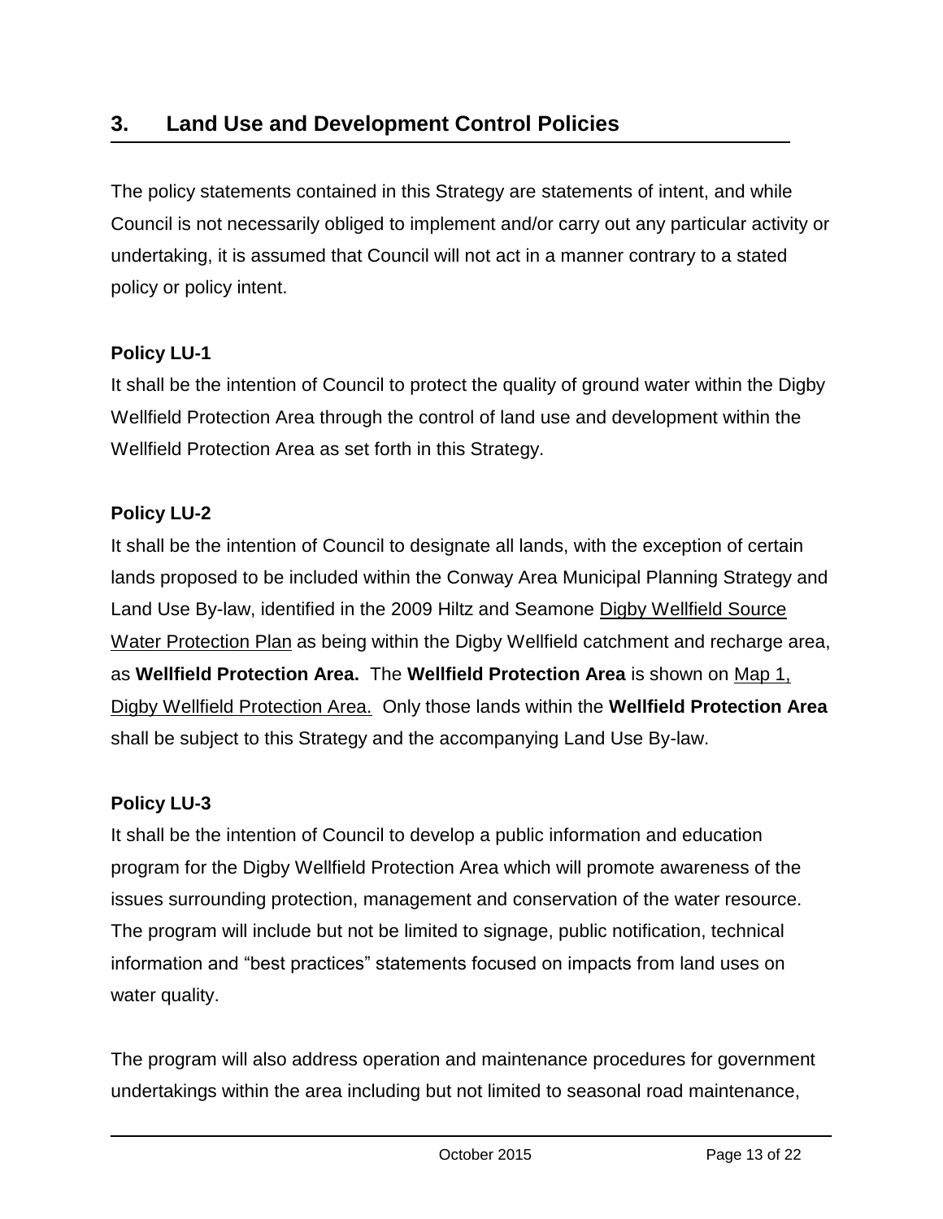## 3. Land Use and Development Control Policies

The policy statements contained in this Strategy are statements of intent, and while Council is not necessarily obliged to implement and/or carry out any particular activity or undertaking, it is assumed that Council will not act in a manner contrary to a stated policy or policy intent.

**Policy LU-1**

It shall be the intention of Council to protect the quality of ground water within the Digby Wellfield Protection Area through the control of land use and development within the Wellfield Protection Area as set forth in this Strategy.

**Policy LU-2**

It shall be the intention of Council to designate all lands, with the exception of certain lands proposed to be included within the Conway Area Municipal Planning Strategy and Land Use By-law, identified in the 2009 Hiltz and Seamone Digby Wellfield Source Water Protection Plan as being within the Digby Wellfield catchment and recharge area, as **Wellfield Protection Area.** The **Wellfield Protection Area** is shown on Map 1, Digby Wellfield Protection Area. Only those lands within the **Wellfield Protection Area** shall be subject to this Strategy and the accompanying Land Use By-law.

**Policy LU-3**

It shall be the intention of Council to develop a public information and education program for the Digby Wellfield Protection Area which will promote awareness of the issues surrounding protection, management and conservation of the water resource. The program will include but not be limited to signage, public notification, technical information and "best practices" statements focused on impacts from land uses on water quality.

The program will also address operation and maintenance procedures for government undertakings within the area including but not limited to seasonal road maintenance,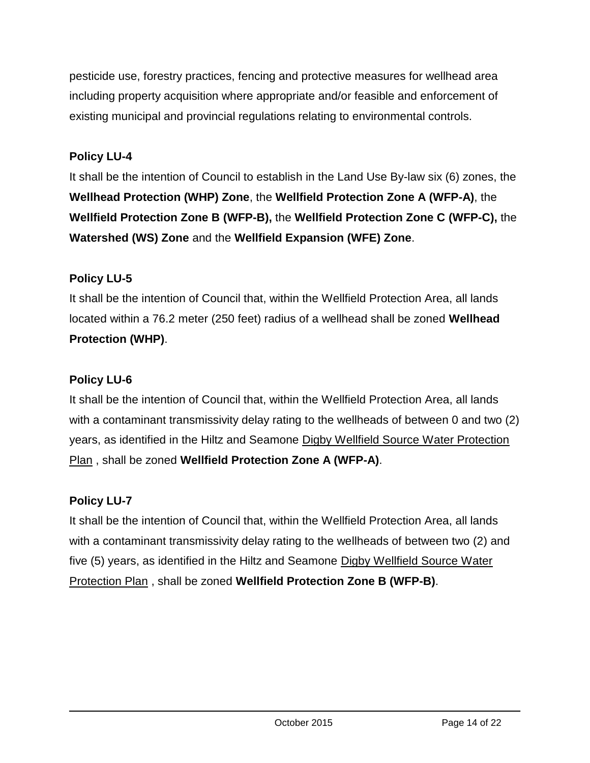pesticide use, forestry practices, fencing and protective measures for wellhead area including property acquisition where appropriate and/or feasible and enforcement of existing municipal and provincial regulations relating to environmental controls.

**Policy LU-4**

It shall be the intention of Council to establish in the Land Use By-law six (6) zones, the **Wellhead Protection (WHP) Zone**, the **Wellfield Protection Zone A (WFP-A)**, the **Wellfield Protection Zone B (WFP-B),** the **Wellfield Protection Zone C (WFP-C),** the **Watershed (WS) Zone** and the **Wellfield Expansion (WFE) Zone**.

**Policy LU-5**

It shall be the intention of Council that, within the Wellfield Protection Area, all lands located within a 76.2 meter (250 feet) radius of a wellhead shall be zoned **Wellhead Protection (WHP)**.

**Policy LU-6**

It shall be the intention of Council that, within the Wellfield Protection Area, all lands with a contaminant transmissivity delay rating to the wellheads of between 0 and two (2) years, as identified in the Hiltz and Seamone Digby Wellfield Source Water Protection Plan , shall be zoned **Wellfield Protection Zone A (WFP-A)**.

**Policy LU-7**

It shall be the intention of Council that, within the Wellfield Protection Area, all lands with a contaminant transmissivity delay rating to the wellheads of between two (2) and five (5) years, as identified in the Hiltz and Seamone Digby Wellfield Source Water Protection Plan , shall be zoned **Wellfield Protection Zone B (WFP-B)**.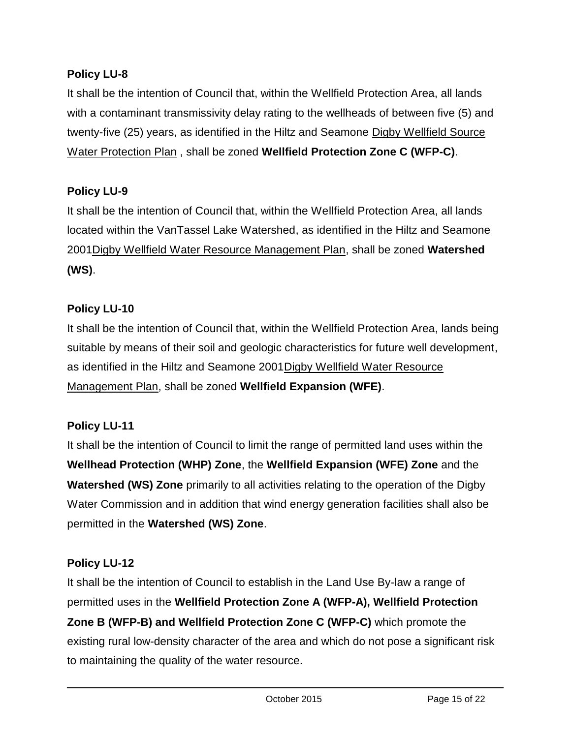**Policy LU-8**

It shall be the intention of Council that, within the Wellfield Protection Area, all lands with a contaminant transmissivity delay rating to the wellheads of between five (5) and twenty-five (25) years, as identified in the Hiltz and Seamone Digby Wellfield Source Water Protection Plan , shall be zoned **Wellfield Protection Zone C (WFP-C)**.

**Policy LU-9**

It shall be the intention of Council that, within the Wellfield Protection Area, all lands located within the VanTassel Lake Watershed, as identified in the Hiltz and Seamone 2001Digby Wellfield Water Resource Management Plan, shall be zoned **Watershed (WS)**.

**Policy LU-10**

It shall be the intention of Council that, within the Wellfield Protection Area, lands being suitable by means of their soil and geologic characteristics for future well development, as identified in the Hiltz and Seamone 2001Digby Wellfield Water Resource Management Plan, shall be zoned **Wellfield Expansion (WFE)**.

**Policy LU-11**

It shall be the intention of Council to limit the range of permitted land uses within the **Wellhead Protection (WHP) Zone**, the **Wellfield Expansion (WFE) Zone** and the **Watershed (WS) Zone** primarily to all activities relating to the operation of the Digby Water Commission and in addition that wind energy generation facilities shall also be permitted in the **Watershed (WS) Zone**.

**Policy LU-12**

It shall be the intention of Council to establish in the Land Use By-law a range of permitted uses in the **Wellfield Protection Zone A (WFP-A), Wellfield Protection Zone B (WFP-B) and Wellfield Protection Zone C (WFP-C)** which promote the existing rural low-density character of the area and which do not pose a significant risk to maintaining the quality of the water resource.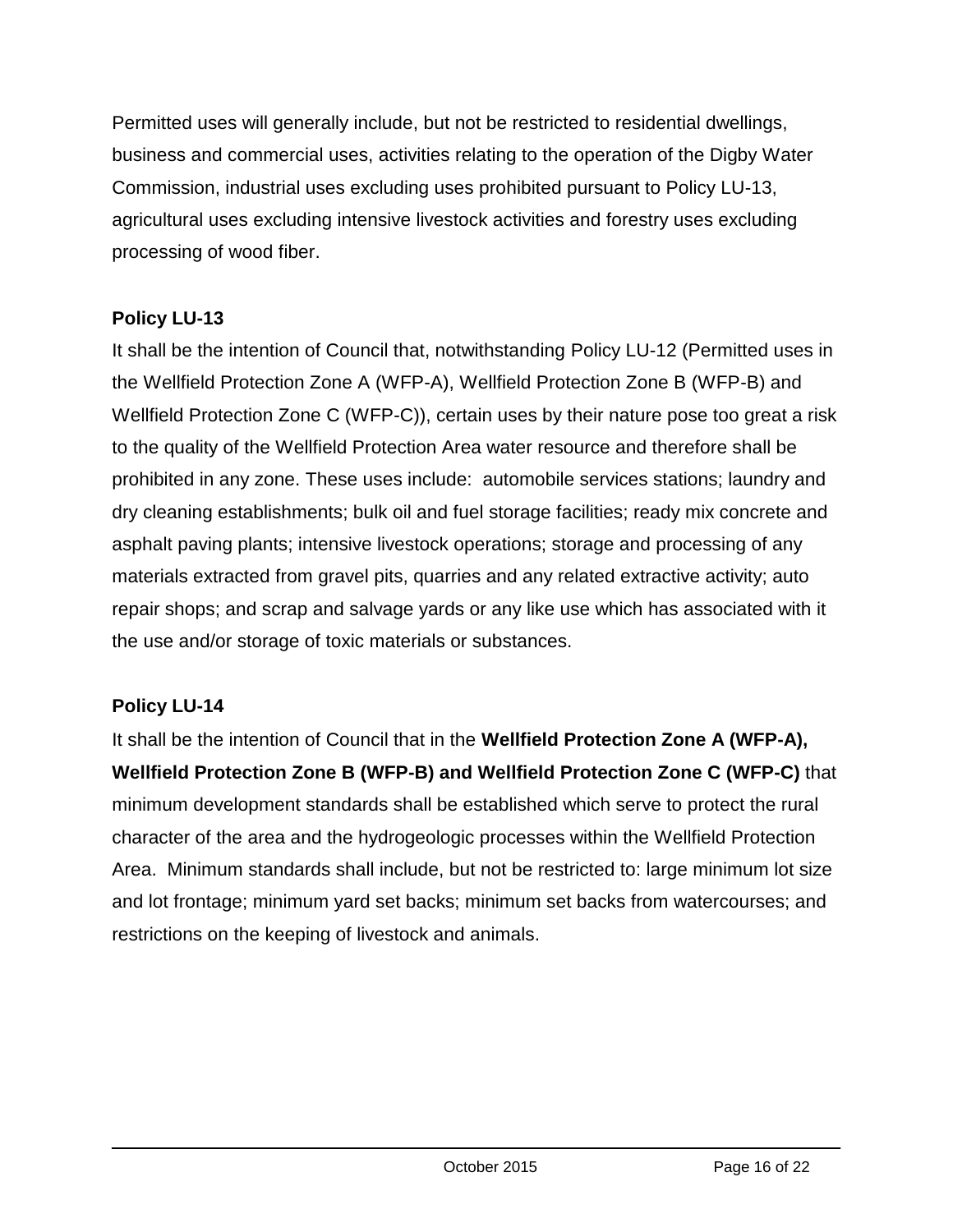Permitted uses will generally include, but not be restricted to residential dwellings, business and commercial uses, activities relating to the operation of the Digby Water Commission, industrial uses excluding uses prohibited pursuant to Policy LU-13, agricultural uses excluding intensive livestock activities and forestry uses excluding processing of wood fiber.

**Policy LU-13**

It shall be the intention of Council that, notwithstanding Policy LU-12 (Permitted uses in the Wellfield Protection Zone A (WFP-A), Wellfield Protection Zone B (WFP-B) and Wellfield Protection Zone C (WFP-C)), certain uses by their nature pose too great a risk to the quality of the Wellfield Protection Area water resource and therefore shall be prohibited in any zone. These uses include: automobile services stations; laundry and dry cleaning establishments; bulk oil and fuel storage facilities; ready mix concrete and asphalt paving plants; intensive livestock operations; storage and processing of any materials extracted from gravel pits, quarries and any related extractive activity; auto repair shops; and scrap and salvage yards or any like use which has associated with it the use and/or storage of toxic materials or substances.

**Policy LU-14**

It shall be the intention of Council that in the **Wellfield Protection Zone A (WFP-A), Wellfield Protection Zone B (WFP-B) and Wellfield Protection Zone C (WFP-C)** that minimum development standards shall be established which serve to protect the rural character of the area and the hydrogeologic processes within the Wellfield Protection Area. Minimum standards shall include, but not be restricted to: large minimum lot size and lot frontage; minimum yard set backs; minimum set backs from watercourses; and restrictions on the keeping of livestock and animals.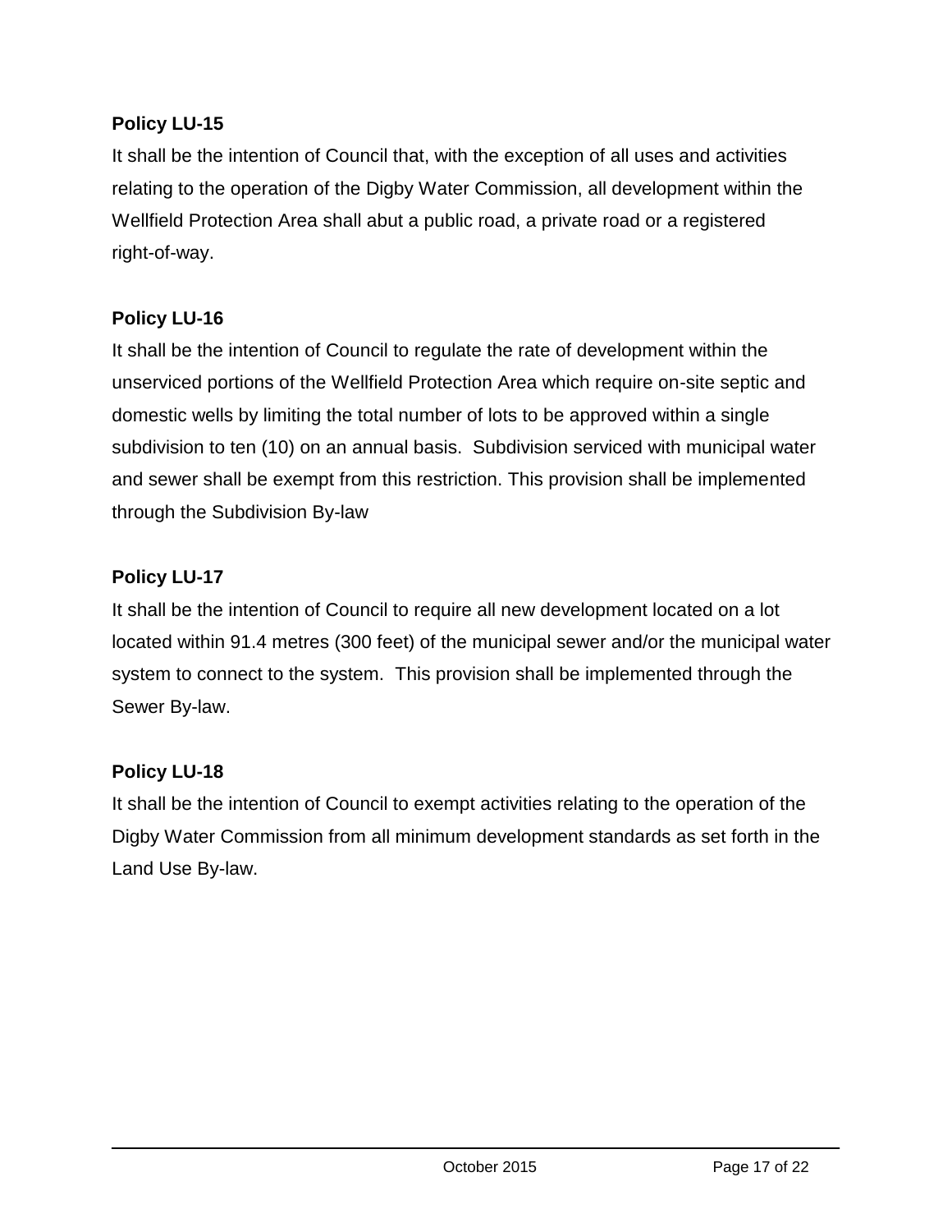**Policy LU-15**

It shall be the intention of Council that, with the exception of all uses and activities relating to the operation of the Digby Water Commission, all development within the Wellfield Protection Area shall abut a public road, a private road or a registered right-of-way.

**Policy LU-16**

It shall be the intention of Council to regulate the rate of development within the unserviced portions of the Wellfield Protection Area which require on-site septic and domestic wells by limiting the total number of lots to be approved within a single subdivision to ten (10) on an annual basis. Subdivision serviced with municipal water and sewer shall be exempt from this restriction. This provision shall be implemented through the Subdivision By-law

**Policy LU-17**

It shall be the intention of Council to require all new development located on a lot located within 91.4 metres (300 feet) of the municipal sewer and/or the municipal water system to connect to the system. This provision shall be implemented through the Sewer By-law.

**Policy LU-18**

It shall be the intention of Council to exempt activities relating to the operation of the Digby Water Commission from all minimum development standards as set forth in the Land Use By-law.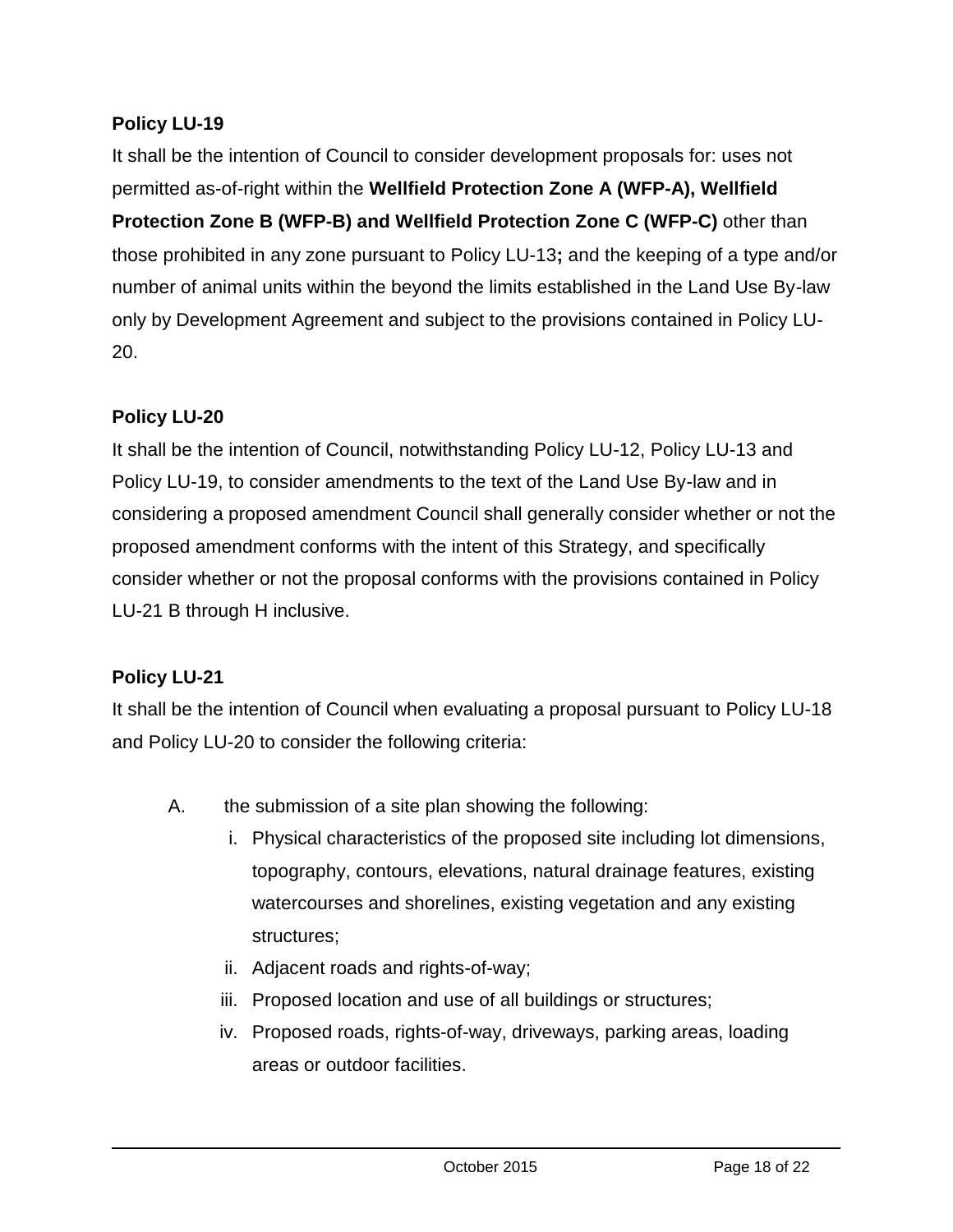**Policy LU-19**

It shall be the intention of Council to consider development proposals for: uses not permitted as-of-right within the **Wellfield Protection Zone A (WFP-A), Wellfield Protection Zone B (WFP-B) and Wellfield Protection Zone C (WFP-C)** other than those prohibited in any zone pursuant to Policy LU-13**;** and the keeping of a type and/or number of animal units within the beyond the limits established in the Land Use By-law only by Development Agreement and subject to the provisions contained in Policy LU-20.

**Policy LU-20**

It shall be the intention of Council, notwithstanding Policy LU-12, Policy LU-13 and Policy LU-19, to consider amendments to the text of the Land Use By-law and in considering a proposed amendment Council shall generally consider whether or not the proposed amendment conforms with the intent of this Strategy, and specifically consider whether or not the proposal conforms with the provisions contained in Policy LU-21 B through H inclusive.

**Policy LU-21**

It shall be the intention of Council when evaluating a proposal pursuant to Policy LU-18 and Policy LU-20 to consider the following criteria:

A. the submission of a site plan showing the following:
   i. Physical characteristics of the proposed site including lot dimensions, topography, contours, elevations, natural drainage features, existing watercourses and shorelines, existing vegetation and any existing structures;
   ii. Adjacent roads and rights-of-way;
   iii. Proposed location and use of all buildings or structures;
   iv. Proposed roads, rights-of-way, driveways, parking areas, loading areas or outdoor facilities.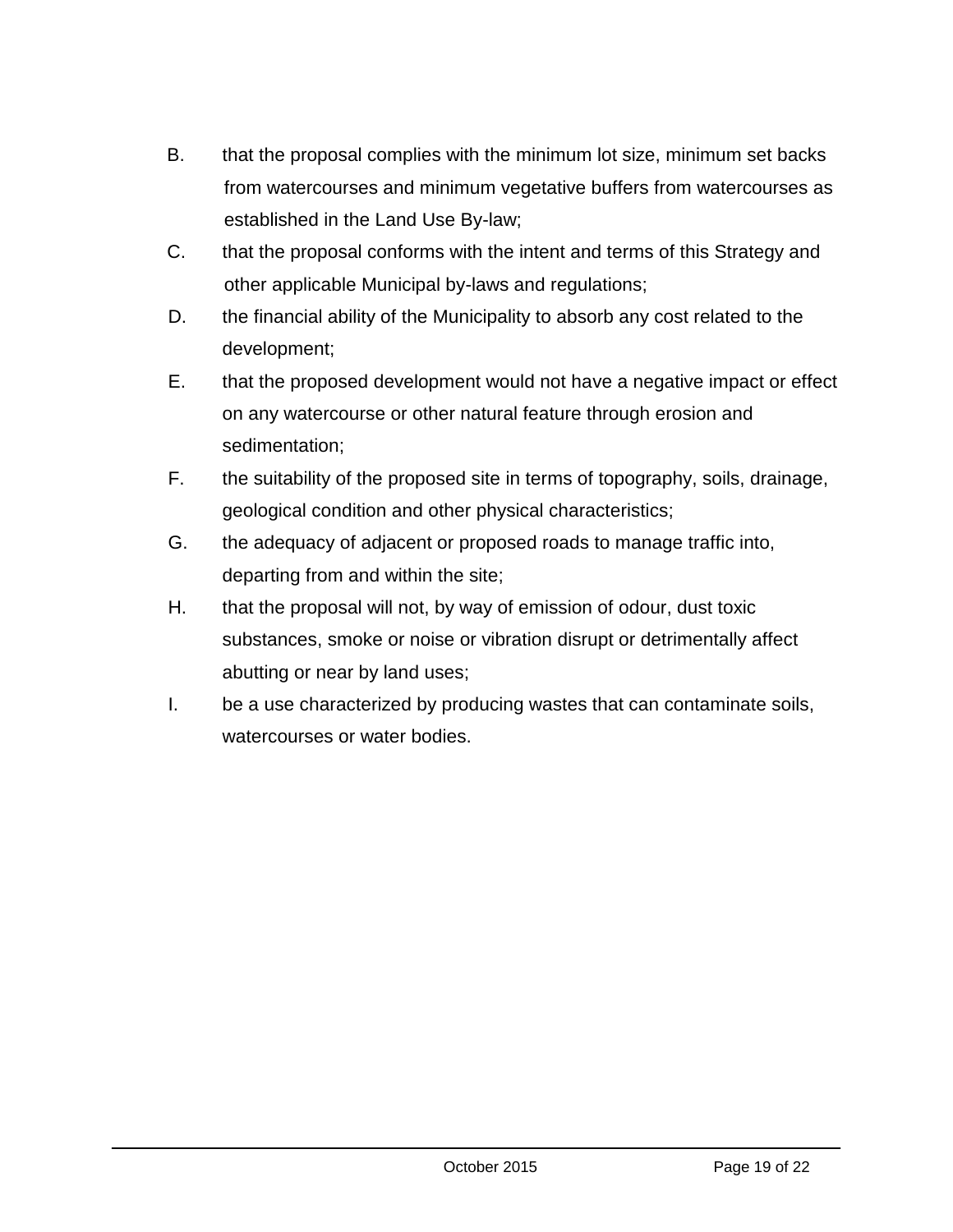B. that the proposal complies with the minimum lot size, minimum set backs from watercourses and minimum vegetative buffers from watercourses as established in the Land Use By-law;

C. that the proposal conforms with the intent and terms of this Strategy and other applicable Municipal by-laws and regulations;

D. the financial ability of the Municipality to absorb any cost related to the development;

E. that the proposed development would not have a negative impact or effect on any watercourse or other natural feature through erosion and sedimentation;

F. the suitability of the proposed site in terms of topography, soils, drainage, geological condition and other physical characteristics;

G. the adequacy of adjacent or proposed roads to manage traffic into, departing from and within the site;

H. that the proposal will not, by way of emission of odour, dust toxic substances, smoke or noise or vibration disrupt or detrimentally affect abutting or near by land uses;

I. be a use characterized by producing wastes that can contaminate soils, watercourses or water bodies.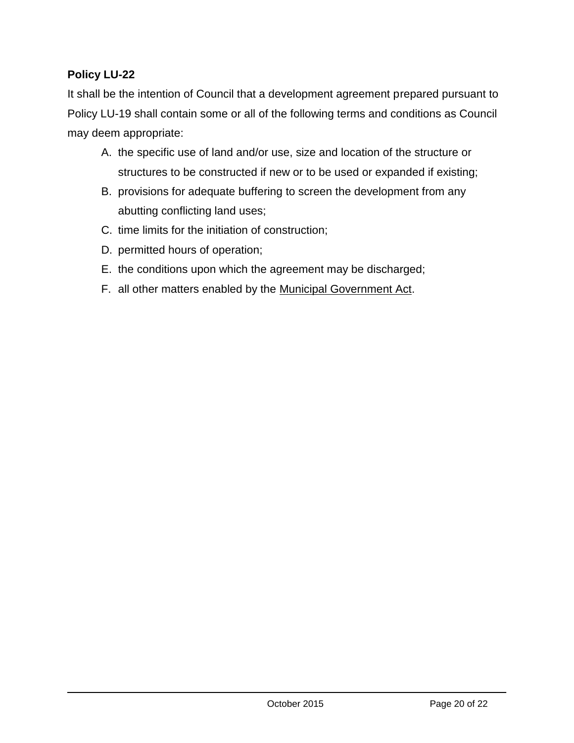**Policy LU-22**

It shall be the intention of Council that a development agreement prepared pursuant to Policy LU-19 shall contain some or all of the following terms and conditions as Council may deem appropriate:

A. the specific use of land and/or use, size and location of the structure or structures to be constructed if new or to be used or expanded if existing;
B. provisions for adequate buffering to screen the development from any abutting conflicting land uses;
C. time limits for the initiation of construction;
D. permitted hours of operation;
E. the conditions upon which the agreement may be discharged;
F. all other matters enabled by the Municipal Government Act.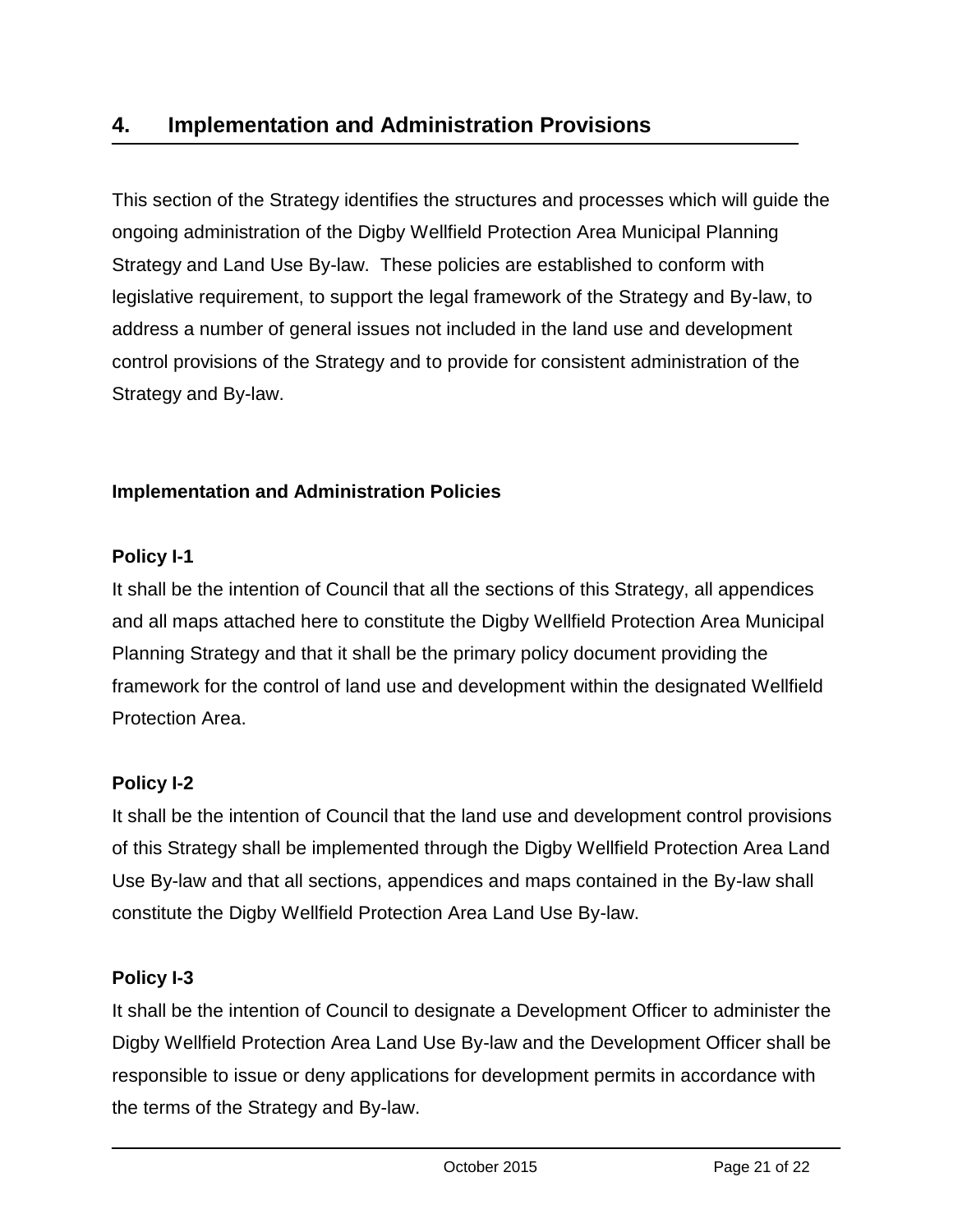## 4. Implementation and Administration Provisions

This section of the Strategy identifies the structures and processes which will guide the ongoing administration of the Digby Wellfield Protection Area Municipal Planning Strategy and Land Use By-law. These policies are established to conform with legislative requirement, to support the legal framework of the Strategy and By-law, to address a number of general issues not included in the land use and development control provisions of the Strategy and to provide for consistent administration of the Strategy and By-law.

### Implementation and Administration Policies

**Policy I-1**

It shall be the intention of Council that all the sections of this Strategy, all appendices and all maps attached here to constitute the Digby Wellfield Protection Area Municipal Planning Strategy and that it shall be the primary policy document providing the framework for the control of land use and development within the designated Wellfield Protection Area.

**Policy I-2**

It shall be the intention of Council that the land use and development control provisions of this Strategy shall be implemented through the Digby Wellfield Protection Area Land Use By-law and that all sections, appendices and maps contained in the By-law shall constitute the Digby Wellfield Protection Area Land Use By-law.

**Policy I-3**

It shall be the intention of Council to designate a Development Officer to administer the Digby Wellfield Protection Area Land Use By-law and the Development Officer shall be responsible to issue or deny applications for development permits in accordance with the terms of the Strategy and By-law.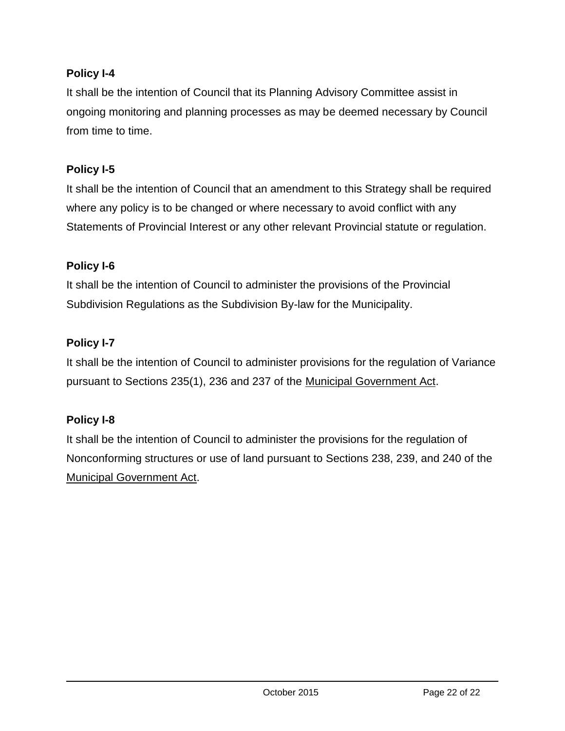**Policy I-4**

It shall be the intention of Council that its Planning Advisory Committee assist in ongoing monitoring and planning processes as may be deemed necessary by Council from time to time.

**Policy I-5**

It shall be the intention of Council that an amendment to this Strategy shall be required where any policy is to be changed or where necessary to avoid conflict with any Statements of Provincial Interest or any other relevant Provincial statute or regulation.

**Policy I-6**

It shall be the intention of Council to administer the provisions of the Provincial Subdivision Regulations as the Subdivision By-law for the Municipality.

**Policy I-7**

It shall be the intention of Council to administer provisions for the regulation of Variance pursuant to Sections 235(1), 236 and 237 of the Municipal Government Act.

**Policy I-8**

It shall be the intention of Council to administer the provisions for the regulation of Nonconforming structures or use of land pursuant to Sections 238, 239, and 240 of the Municipal Government Act.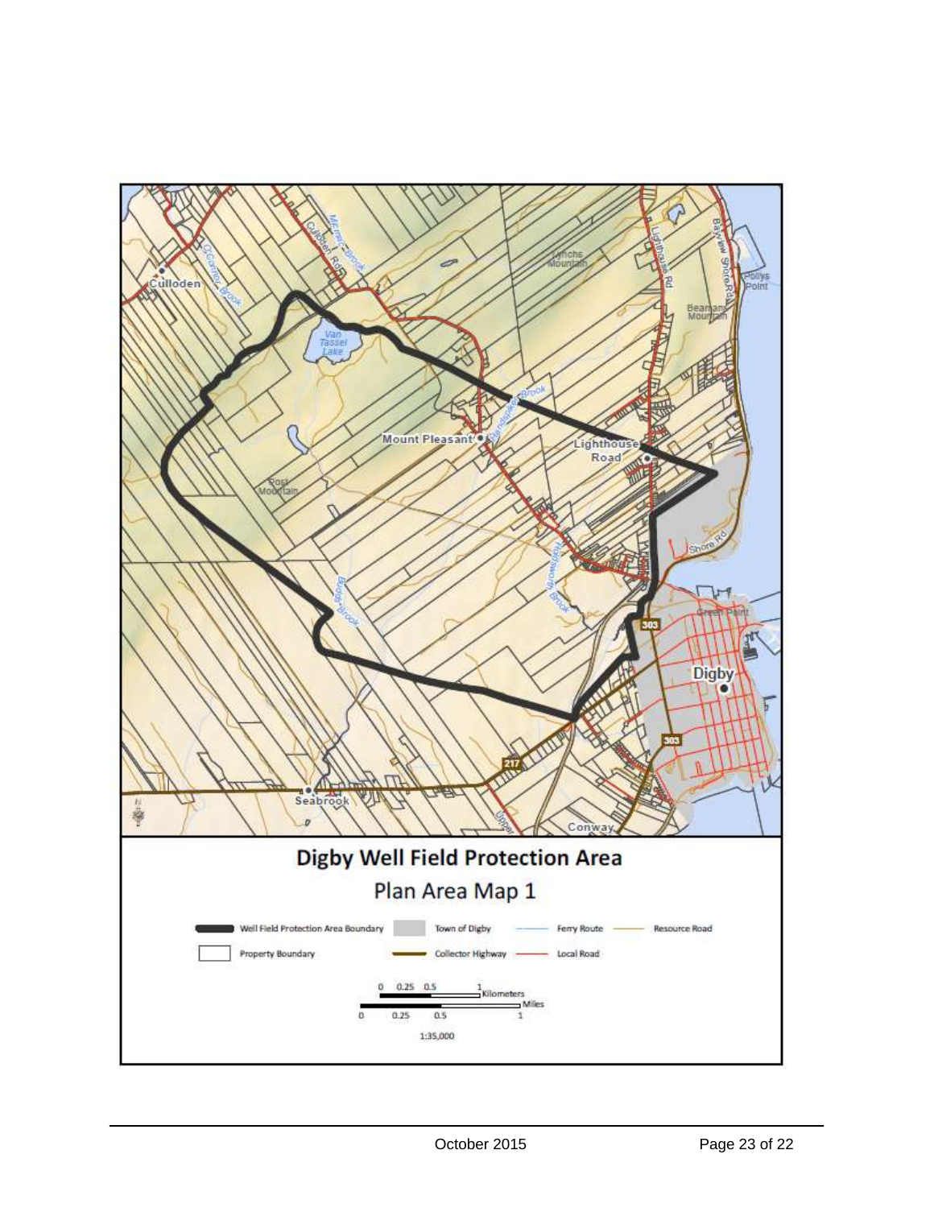Culloden

O'Connor Brook

Culbert Rd

Morman Brook

Van Tassel Lake

Lynchs Mountain

Lighthouse Rd

Bayview Shore Rd

Pollys Point

Beamans Mountain

Brook

Mount Pleasant

Lighthouse Road

Post Mountain

Shore Rd

Hollingsworth Brook

Boars Brook

303

Green Point

Digby

305

217

Seabrook

Upper

Conway

# Digby Well Field Protection Area

## Plan Area Map 1

Well Field Protection Area Boundary

Town of Digby

Ferry Route

Resource Road

Property Boundary

Collector Highway

Local Road

0 0.25 0.5 1 Kilometers

0 0.25 0.5 1 Miles

1:35,000

October 2015